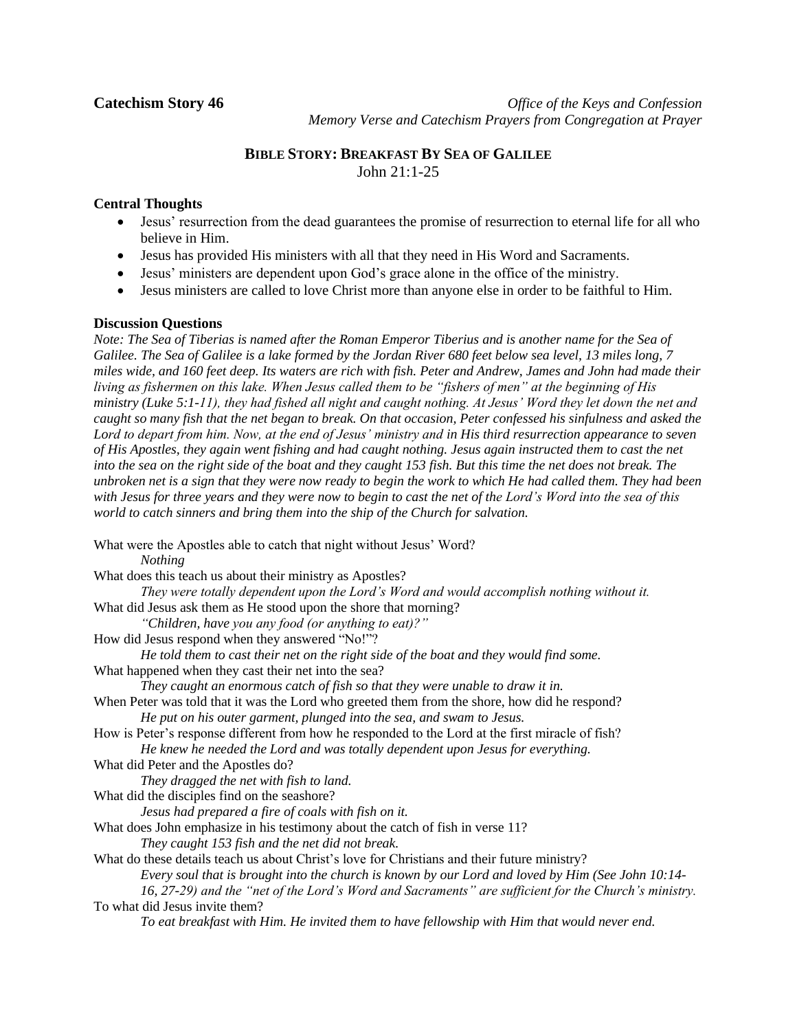**Catechism Story 46** *Office of the Keys and Confession*
*Memory Verse and Catechism Prayers from Congregation at Prayer*

## BIBLE STORY: BREAKFAST BY SEA OF GALILEE

John 21:1-25

### Central Thoughts

- Jesus' resurrection from the dead guarantees the promise of resurrection to eternal life for all who believe in Him.
- Jesus has provided His ministers with all that they need in His Word and Sacraments.
- Jesus' ministers are dependent upon God's grace alone in the office of the ministry.
- Jesus ministers are called to love Christ more than anyone else in order to be faithful to Him.

### Discussion Questions

*Note: The Sea of Tiberias is named after the Roman Emperor Tiberius and is another name for the Sea of Galilee. The Sea of Galilee is a lake formed by the Jordan River 680 feet below sea level, 13 miles long, 7 miles wide, and 160 feet deep. Its waters are rich with fish. Peter and Andrew, James and John had made their living as fishermen on this lake. When Jesus called them to be "fishers of men" at the beginning of His ministry (Luke 5:1-11), they had fished all night and caught nothing. At Jesus' Word they let down the net and caught so many fish that the net began to break. On that occasion, Peter confessed his sinfulness and asked the Lord to depart from him. Now, at the end of Jesus' ministry and in His third resurrection appearance to seven of His Apostles, they again went fishing and had caught nothing. Jesus again instructed them to cast the net into the sea on the right side of the boat and they caught 153 fish. But this time the net does not break. The unbroken net is a sign that they were now ready to begin the work to which He had called them. They had been with Jesus for three years and they were now to begin to cast the net of the Lord's Word into the sea of this world to catch sinners and bring them into the ship of the Church for salvation.*

What were the Apostles able to catch that night without Jesus' Word?
    *Nothing*

What does this teach us about their ministry as Apostles?
    *They were totally dependent upon the Lord's Word and would accomplish nothing without it.*

What did Jesus ask them as He stood upon the shore that morning?
    *"Children, have you any food (or anything to eat)?"*

How did Jesus respond when they answered "No!"?
    *He told them to cast their net on the right side of the boat and they would find some.*

What happened when they cast their net into the sea?
    *They caught an enormous catch of fish so that they were unable to draw it in.*

When Peter was told that it was the Lord who greeted them from the shore, how did he respond?
    *He put on his outer garment, plunged into the sea, and swam to Jesus.*

How is Peter's response different from how he responded to the Lord at the first miracle of fish?
    *He knew he needed the Lord and was totally dependent upon Jesus for everything.*

What did Peter and the Apostles do?
    *They dragged the net with fish to land.*

What did the disciples find on the seashore?
    *Jesus had prepared a fire of coals with fish on it.*

What does John emphasize in his testimony about the catch of fish in verse 11?
    *They caught 153 fish and the net did not break.*

What do these details teach us about Christ's love for Christians and their future ministry?
    *Every soul that is brought into the church is known by our Lord and loved by Him (See John 10:14-16, 27-29) and the "net of the Lord's Word and Sacraments" are sufficient for the Church's ministry.*

To what did Jesus invite them?
    *To eat breakfast with Him. He invited them to have fellowship with Him that would never end.*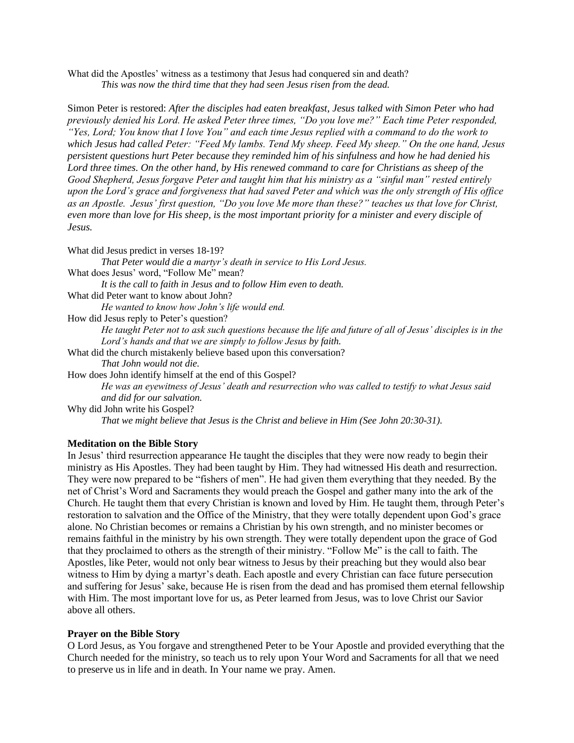What did the Apostles' witness as a testimony that Jesus had conquered sin and death?

*This was now the third time that they had seen Jesus risen from the dead.*

Simon Peter is restored: *After the disciples had eaten breakfast, Jesus talked with Simon Peter who had previously denied his Lord. He asked Peter three times, "Do you love me?" Each time Peter responded, "Yes, Lord; You know that I love You" and each time Jesus replied with a command to do the work to which Jesus had called Peter: "Feed My lambs. Tend My sheep. Feed My sheep." On the one hand, Jesus persistent questions hurt Peter because they reminded him of his sinfulness and how he had denied his Lord three times. On the other hand, by His renewed command to care for Christians as sheep of the Good Shepherd, Jesus forgave Peter and taught him that his ministry as a "sinful man" rested entirely upon the Lord's grace and forgiveness that had saved Peter and which was the only strength of His office as an Apostle. Jesus' first question, "Do you love Me more than these?" teaches us that love for Christ, even more than love for His sheep, is the most important priority for a minister and every disciple of Jesus.*

What did Jesus predict in verses 18-19?

*That Peter would die a martyr's death in service to His Lord Jesus.*

What does Jesus' word, "Follow Me" mean?

*It is the call to faith in Jesus and to follow Him even to death.*

What did Peter want to know about John?

*He wanted to know how John's life would end.*

How did Jesus reply to Peter's question?

*He taught Peter not to ask such questions because the life and future of all of Jesus' disciples is in the Lord's hands and that we are simply to follow Jesus by faith.*

What did the church mistakenly believe based upon this conversation?

*That John would not die.*

How does John identify himself at the end of this Gospel?

*He was an eyewitness of Jesus' death and resurrection who was called to testify to what Jesus said and did for our salvation.*

Why did John write his Gospel?

*That we might believe that Jesus is the Christ and believe in Him (See John 20:30-31).*

**Meditation on the Bible Story**

In Jesus' third resurrection appearance He taught the disciples that they were now ready to begin their ministry as His Apostles. They had been taught by Him. They had witnessed His death and resurrection. They were now prepared to be "fishers of men". He had given them everything that they needed. By the net of Christ's Word and Sacraments they would preach the Gospel and gather many into the ark of the Church. He taught them that every Christian is known and loved by Him. He taught them, through Peter's restoration to salvation and the Office of the Ministry, that they were totally dependent upon God's grace alone. No Christian becomes or remains a Christian by his own strength, and no minister becomes or remains faithful in the ministry by his own strength. They were totally dependent upon the grace of God that they proclaimed to others as the strength of their ministry. "Follow Me" is the call to faith. The Apostles, like Peter, would not only bear witness to Jesus by their preaching but they would also bear witness to Him by dying a martyr's death. Each apostle and every Christian can face future persecution and suffering for Jesus' sake, because He is risen from the dead and has promised them eternal fellowship with Him. The most important love for us, as Peter learned from Jesus, was to love Christ our Savior above all others.

**Prayer on the Bible Story**

O Lord Jesus, as You forgave and strengthened Peter to be Your Apostle and provided everything that the Church needed for the ministry, so teach us to rely upon Your Word and Sacraments for all that we need to preserve us in life and in death. In Your name we pray. Amen.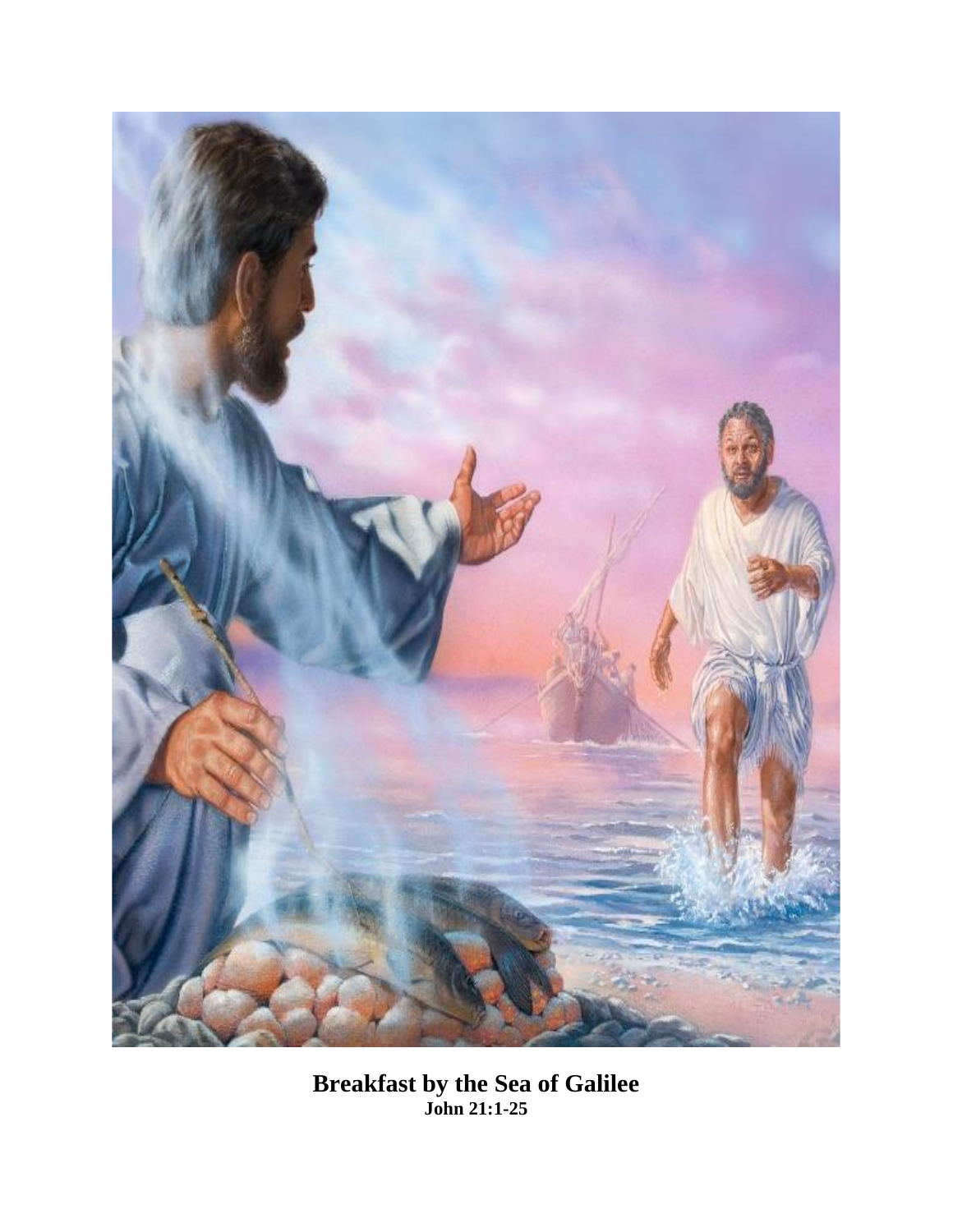**Breakfast by the Sea of Galilee**
**John 21:1-25**